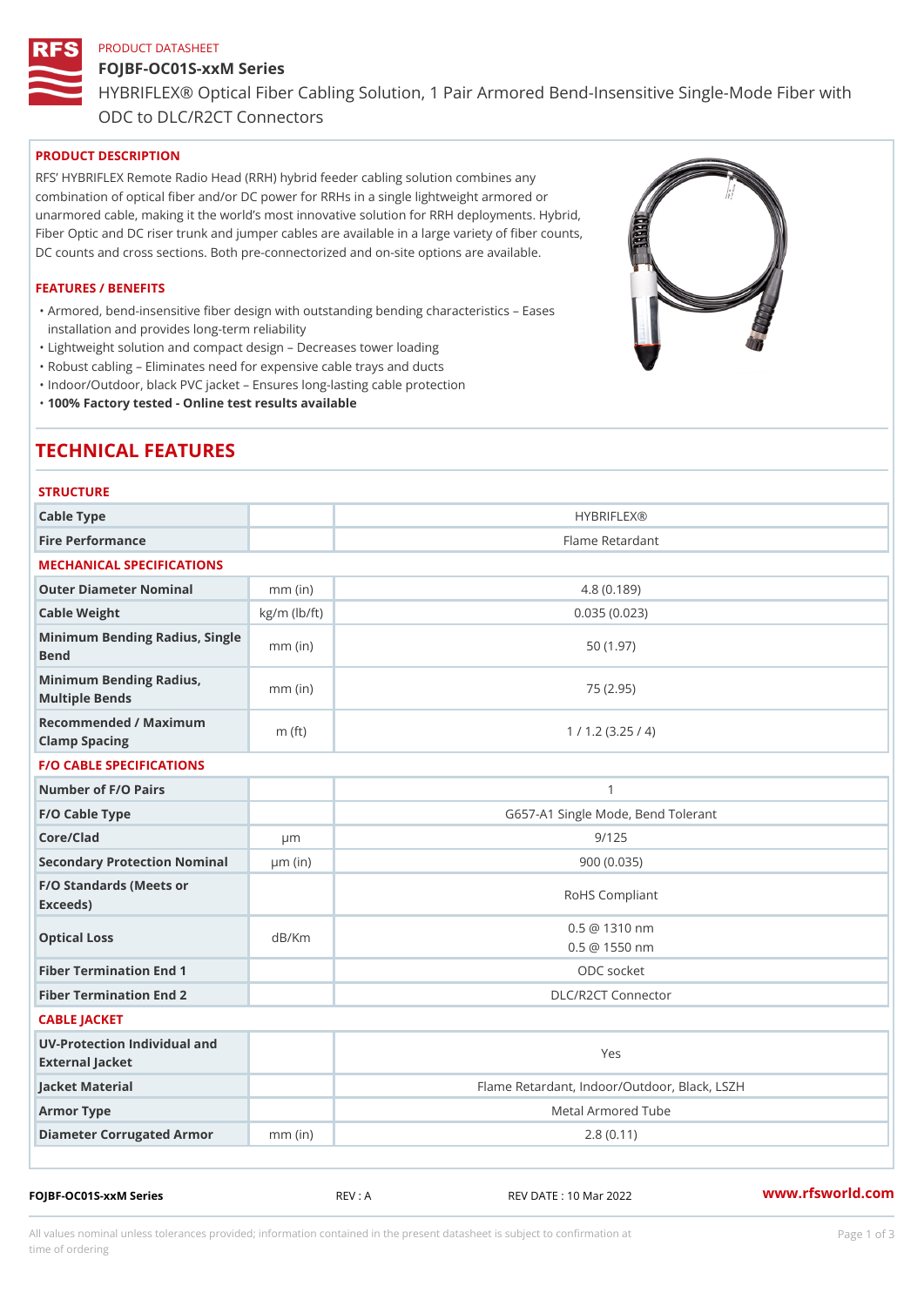PRODUCT DATASHEET

# FOJBF-OC01S-xxM Series

HYBRIFLEX® Optical Fiber Cabling Solution, 1 Pair Armored Bend-Insensitive Single-Mode Fiber with ODC to DLC/R2CT Connectors

## PRODUCT DESCRIPTION

RFS' HYBRIFLEX Remote Radio Head (RRH) hybrid feeder cabling solution combines any combination of optical fiber and/or DC power for RRHs in a single lightweight armored or unarmored cable, making it the world's most innovative solution for RRH deployments. Hybrid, Fiber Optic and DC riser trunk and jumper cables are available in a large variety of fiber counts, DC counts and cross sections. Both pre-connectorized and on-site options are available.

## FEATURES / BENEFITS

- Armored, bend-insensitive fiber design with outstanding bending characteristics – Eases installation and provides long-term reliability
- Lightweight solution and compact design – Decreases tower loading
- Robust cabling – Eliminates need for expensive cable trays and ducts
- Indoor/Outdoor, black PVC jacket – Ensures long-lasting cable protection
- **100% Factory tested - Online test results available**

# TECHNICAL FEATURES

| STRUCTURE | | |
|---|---|---|
| Cable Type | | HYBRIFLEX® |
| Fire Performance | | Flame Retardant |
| **MECHANICAL SPECIFICATIONS** | | |
| Outer Diameter Nominal | mm (in) | 4.8 (0.189) |
| Cable Weight | kg/m (lb/ft) | 0.035 (0.023) |
| Minimum Bending Radius, Single Bend | mm (in) | 50 (1.97) |
| Minimum Bending Radius, Multiple Bends | mm (in) | 75 (2.95) |
| Recommended / Maximum Clamp Spacing | m (ft) | 1 / 1.2 (3.25 / 4) |
| **F/O CABLE SPECIFICATIONS** | | |
| Number of F/O Pairs | | 1 |
| F/O Cable Type | | G657-A1 Single Mode, Bend Tolerant |
| Core/Clad | µm | 9/125 |
| Secondary Protection Nominal | µm (in) | 900 (0.035) |
| F/O Standards (Meets or Exceeds) | | RoHS Compliant |
| Optical Loss | dB/Km | 0.5 @ 1310 nm<br>0.5 @ 1550 nm |
| Fiber Termination End 1 | | ODC socket |
| Fiber Termination End 2 | | DLC/R2CT Connector |
| **CABLE JACKET** | | |
| UV-Protection Individual and External Jacket | | Yes |
| Jacket Material | | Flame Retardant, Indoor/Outdoor, Black, LSZH |
| Armor Type | | Metal Armored Tube |
| Diameter Corrugated Armor | mm (in) | 2.8 (0.11) |

FOJBF-OC01S-xxM Series REV : A REV DATE : 10 Mar 2022 www.rfsworld.com

All values nominal unless tolerances provided; information contained in the present datasheet is subject to confirmation at time of ordering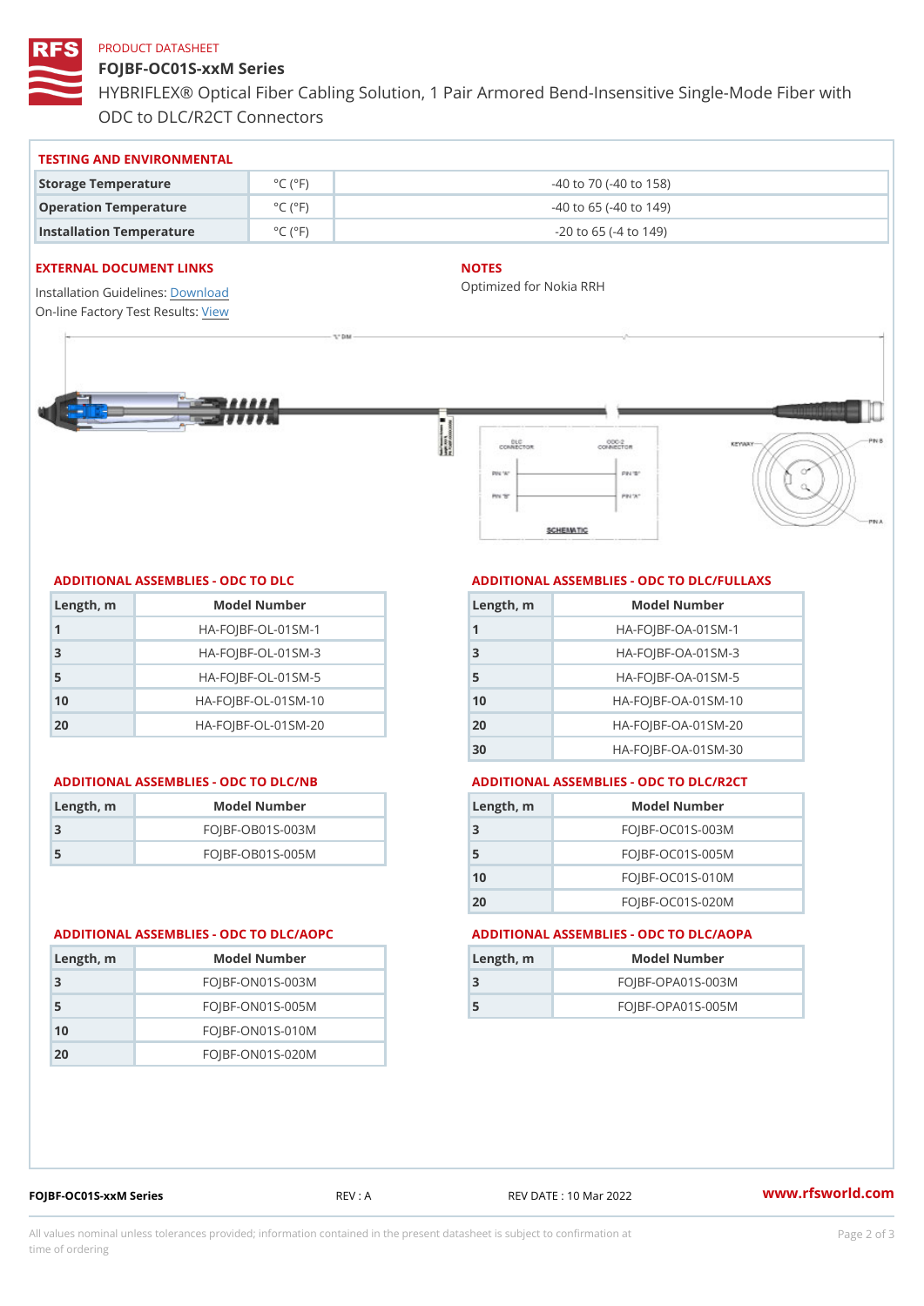PRODUCT DATASHEET

# FOJBF-OC01S-xxM Series

HYBRIFLEX® Optical Fiber Cabling Solution, 1 Pair Armored Bend-Insensitive Single-Mode Fiber with ODC to DLC/R2CT Connectors

## TESTING AND ENVIRONMENTAL

| | | |
|---|---|---|
| Storage Temperature | °C (°F) | -40 to 70 (-40 to 158) |
| Operation Temperature | °C (°F) | -40 to 65 (-40 to 149) |
| Installation Temperature | °C (°F) | -20 to 65 (-4 to 149) |

## EXTERNAL DOCUMENT LINKS

Installation Guidelines: Download
On-line Factory Test Results: View

## NOTES

Optimized for Nokia RRH

## ADDITIONAL ASSEMBLIES - ODC TO DLC

| Length, m | Model Number |
|---|---|
| 1 | HA-FOJBF-OL-01SM-1 |
| 3 | HA-FOJBF-OL-01SM-3 |
| 5 | HA-FOJBF-OL-01SM-5 |
| 10 | HA-FOJBF-OL-01SM-10 |
| 20 | HA-FOJBF-OL-01SM-20 |

## ADDITIONAL ASSEMBLIES - ODC TO DLC/FULLAXS

| Length, m | Model Number |
|---|---|
| 1 | HA-FOJBF-OA-01SM-1 |
| 3 | HA-FOJBF-OA-01SM-3 |
| 5 | HA-FOJBF-OA-01SM-5 |
| 10 | HA-FOJBF-OA-01SM-10 |
| 20 | HA-FOJBF-OA-01SM-20 |
| 30 | HA-FOJBF-OA-01SM-30 |

## ADDITIONAL ASSEMBLIES - ODC TO DLC/NB

| Length, m | Model Number |
|---|---|
| 3 | FOJBF-OB01S-003M |
| 5 | FOJBF-OB01S-005M |

## ADDITIONAL ASSEMBLIES - ODC TO DLC/R2CT

| Length, m | Model Number |
|---|---|
| 3 | FOJBF-OC01S-003M |
| 5 | FOJBF-OC01S-005M |
| 10 | FOJBF-OC01S-010M |
| 20 | FOJBF-OC01S-020M |

## ADDITIONAL ASSEMBLIES - ODC TO DLC/AOPC

| Length, m | Model Number |
|---|---|
| 3 | FOJBF-ON01S-003M |
| 5 | FOJBF-ON01S-005M |
| 10 | FOJBF-ON01S-010M |
| 20 | FOJBF-ON01S-020M |

## ADDITIONAL ASSEMBLIES - ODC TO DLC/AOPA

| Length, m | Model Number |
|---|---|
| 3 | FOJBF-OPA01S-003M |
| 5 | FOJBF-OPA01S-005M |

FOJBF-OC01S-xxM Series — REV : A — REV DATE : 10 Mar 2022 — www.rfsworld.com

All values nominal unless tolerances provided; information contained in the present datasheet is subject to confirmation at time of ordering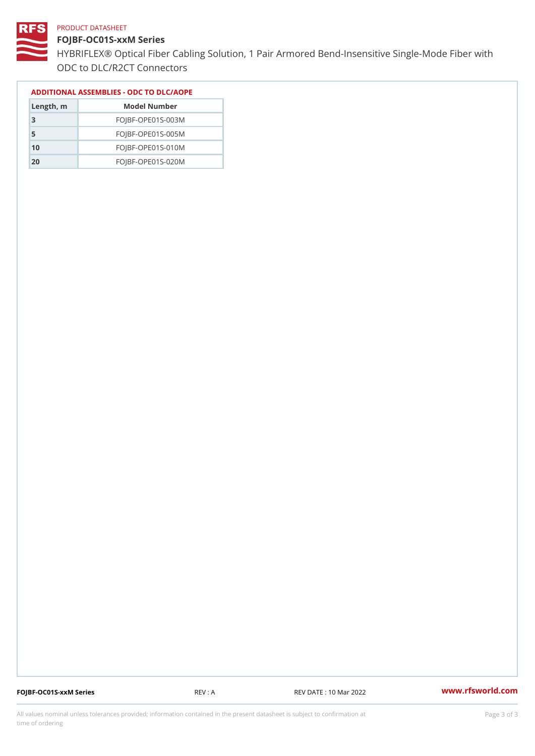PRODUCT DATASHEET

# FOJBF-OC01S-xxM Series

HYBRIFLEX® Optical Fiber Cabling Solution, 1 Pair Armored Bend-Insensitive Single-Mode Fiber with ODC to DLC/R2CT Connectors

## ADDITIONAL ASSEMBLIES - ODC TO DLC/AOPE

| Length, m | Model Number |
|---|---|
| 3 | FOJBF-OPE01S-003M |
| 5 | FOJBF-OPE01S-005M |
| 10 | FOJBF-OPE01S-010M |
| 20 | FOJBF-OPE01S-020M |

FOJBF-OC01S-xxM Series REV : A REV DATE : 10 Mar 2022 www.rfsworld.com

All values nominal unless tolerances provided; information contained in the present datasheet is subject to confirmation at time of ordering